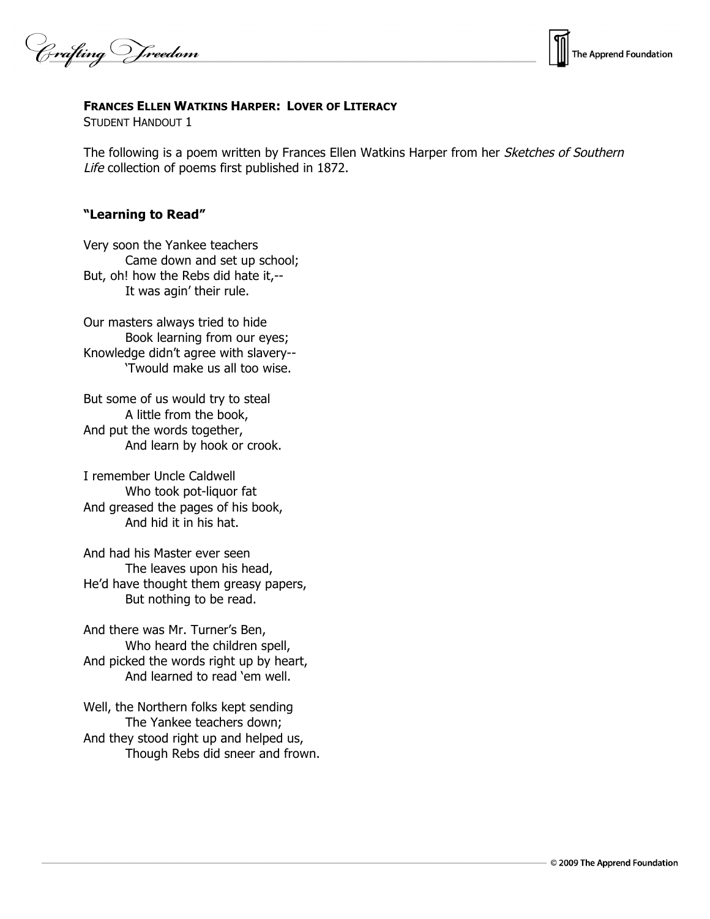**FRANCES ELLEN WATKINS HARPER: LOVER OF LITERACY**
STUDENT HANDOUT 1

The following is a poem written by Frances Ellen Watkins Harper from her *Sketches of Southern Life* collection of poems first published in 1872.

### "Learning to Read"

Very soon the Yankee teachers
    Came down and set up school;
But, oh! how the Rebs did hate it,--
    It was agin' their rule.

Our masters always tried to hide
    Book learning from our eyes;
Knowledge didn't agree with slavery--
    'Twould make us all too wise.

But some of us would try to steal
    A little from the book,
And put the words together,
    And learn by hook or crook.

I remember Uncle Caldwell
    Who took pot-liquor fat
And greased the pages of his book,
    And hid it in his hat.

And had his Master ever seen
    The leaves upon his head,
He'd have thought them greasy papers,
    But nothing to be read.

And there was Mr. Turner's Ben,
    Who heard the children spell,
And picked the words right up by heart,
    And learned to read 'em well.

Well, the Northern folks kept sending
    The Yankee teachers down;
And they stood right up and helped us,
    Though Rebs did sneer and frown.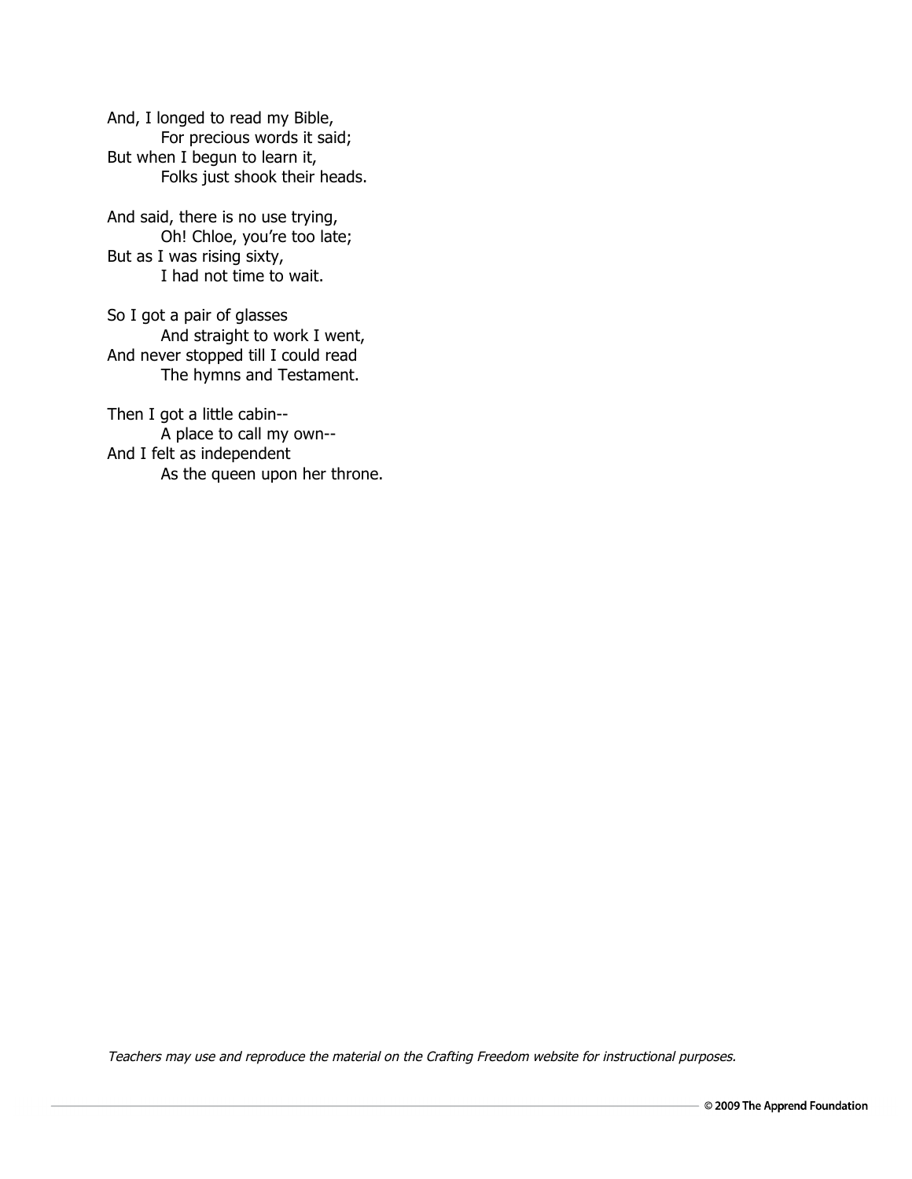And, I longed to read my Bible,
For precious words it said;
But when I begun to learn it,
Folks just shook their heads.

And said, there is no use trying,
Oh! Chloe, you're too late;
But as I was rising sixty,
I had not time to wait.

So I got a pair of glasses
And straight to work I went,
And never stopped till I could read
The hymns and Testament.

Then I got a little cabin--
A place to call my own--
And I felt as independent
As the queen upon her throne.

*Teachers may use and reproduce the material on the Crafting Freedom website for instructional purposes.*

© 2009 The Apprend Foundation